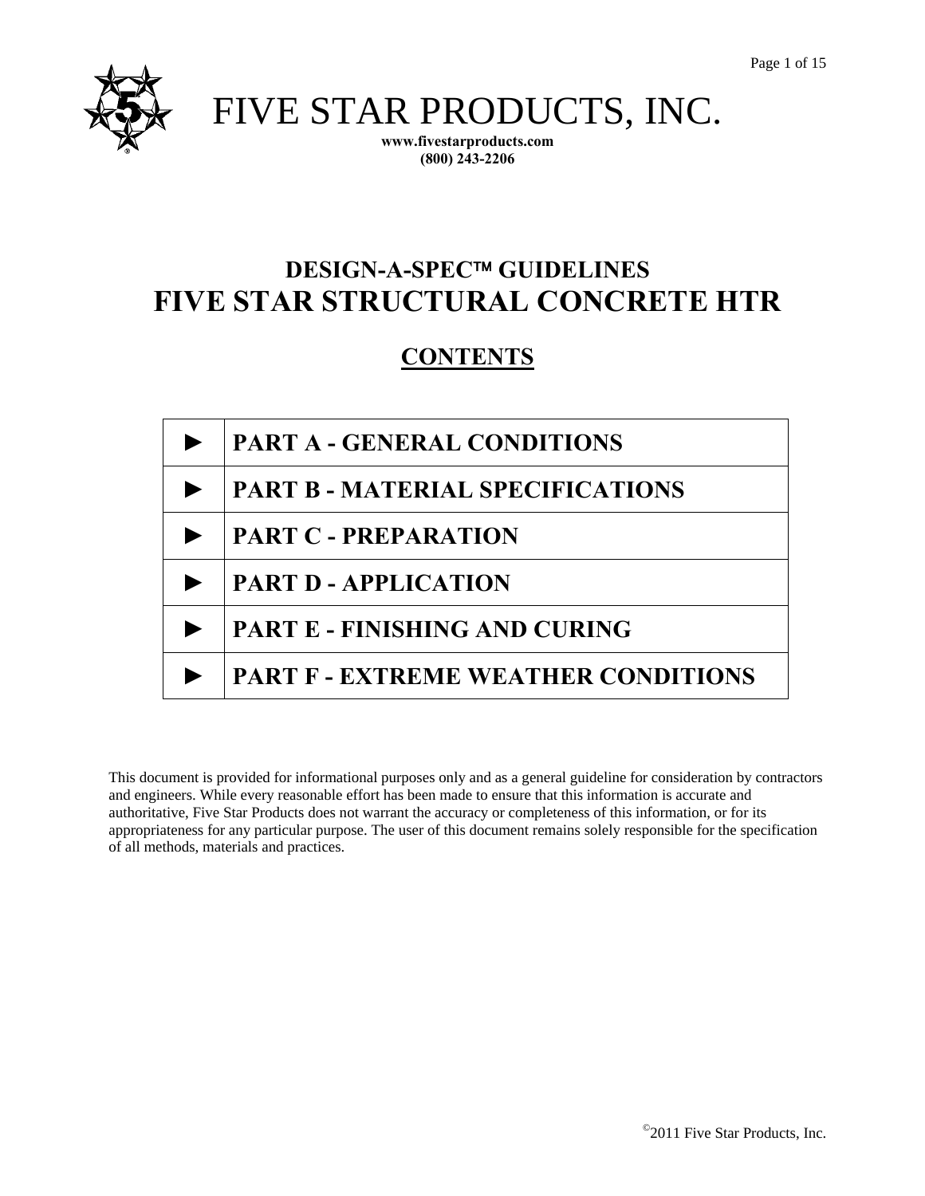# FIVE STAR PRODUCTS, INC.

**www.fivestarproducts.com**
**(800) 243-2206**

## DESIGN-A-SPEC™ GUIDELINES
# FIVE STAR STRUCTURAL CONCRETE HTR

## CONTENTS

| | |
|---|---|
| ► | **PART A - GENERAL CONDITIONS** |
| ► | **PART B - MATERIAL SPECIFICATIONS** |
| ► | **PART C - PREPARATION** |
| ► | **PART D - APPLICATION** |
| ► | **PART E - FINISHING AND CURING** |
| ► | **PART F - EXTREME WEATHER CONDITIONS** |

This document is provided for informational purposes only and as a general guideline for consideration by contractors and engineers. While every reasonable effort has been made to ensure that this information is accurate and authoritative, Five Star Products does not warrant the accuracy or completeness of this information, or for its appropriateness for any particular purpose. The user of this document remains solely responsible for the specification of all methods, materials and practices.

©2011 Five Star Products, Inc.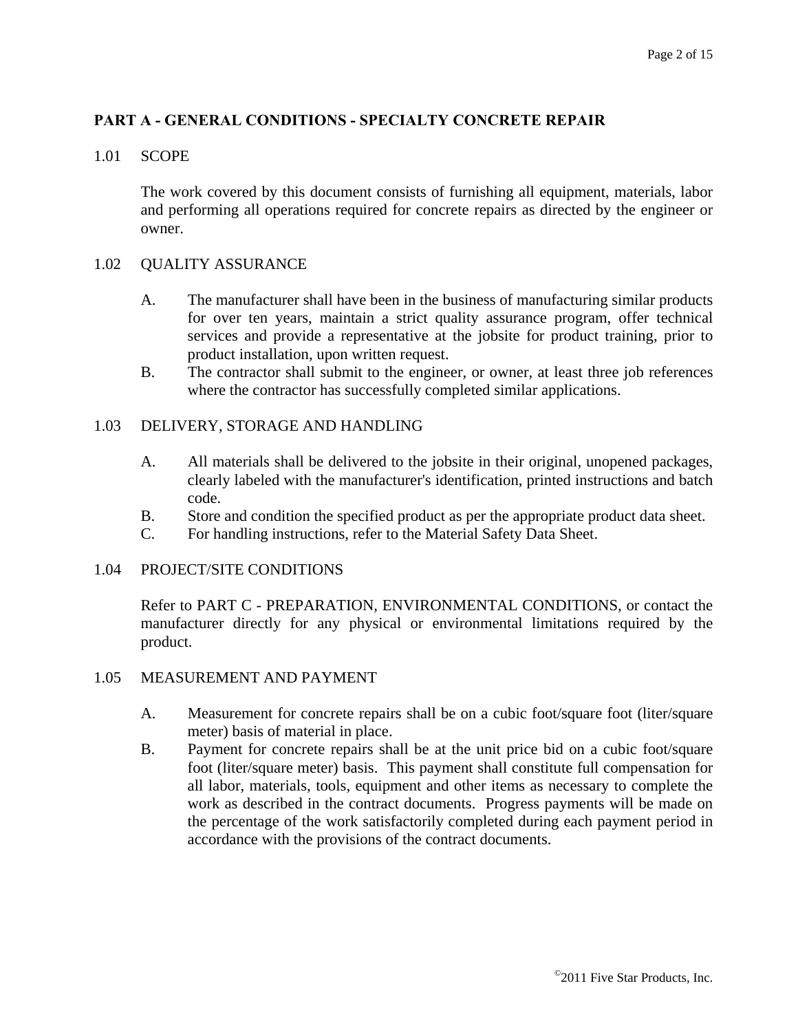## PART A - GENERAL CONDITIONS - SPECIALTY CONCRETE REPAIR

### 1.01 SCOPE

The work covered by this document consists of furnishing all equipment, materials, labor and performing all operations required for concrete repairs as directed by the engineer or owner.

### 1.02 QUALITY ASSURANCE

A. The manufacturer shall have been in the business of manufacturing similar products for over ten years, maintain a strict quality assurance program, offer technical services and provide a representative at the jobsite for product training, prior to product installation, upon written request.

B. The contractor shall submit to the engineer, or owner, at least three job references where the contractor has successfully completed similar applications.

### 1.03 DELIVERY, STORAGE AND HANDLING

A. All materials shall be delivered to the jobsite in their original, unopened packages, clearly labeled with the manufacturer's identification, printed instructions and batch code.

B. Store and condition the specified product as per the appropriate product data sheet.

C. For handling instructions, refer to the Material Safety Data Sheet.

### 1.04 PROJECT/SITE CONDITIONS

Refer to PART C - PREPARATION, ENVIRONMENTAL CONDITIONS, or contact the manufacturer directly for any physical or environmental limitations required by the product.

### 1.05 MEASUREMENT AND PAYMENT

A. Measurement for concrete repairs shall be on a cubic foot/square foot (liter/square meter) basis of material in place.

B. Payment for concrete repairs shall be at the unit price bid on a cubic foot/square foot (liter/square meter) basis. This payment shall constitute full compensation for all labor, materials, tools, equipment and other items as necessary to complete the work as described in the contract documents. Progress payments will be made on the percentage of the work satisfactorily completed during each payment period in accordance with the provisions of the contract documents.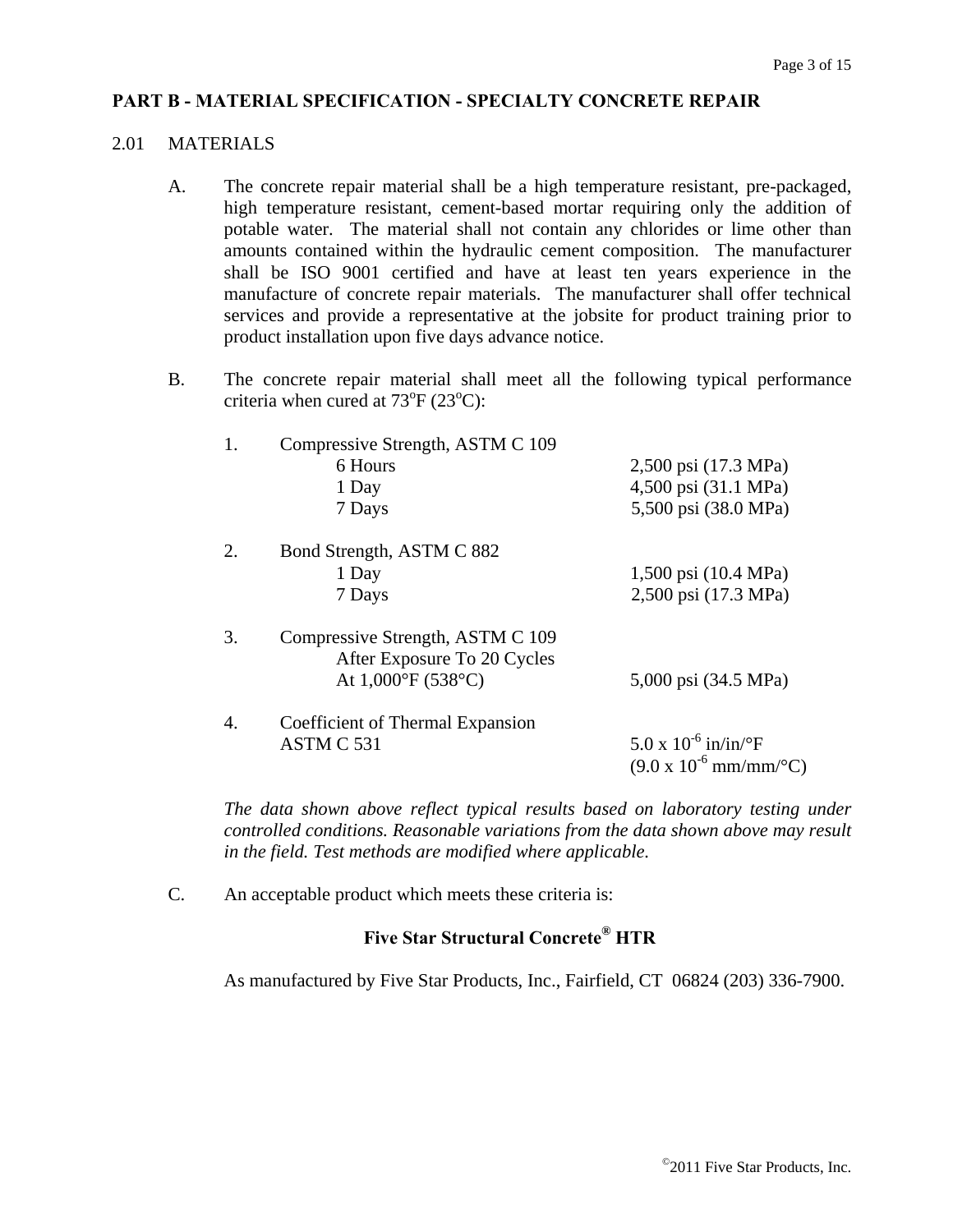## PART B - MATERIAL SPECIFICATION - SPECIALTY CONCRETE REPAIR

### 2.01 MATERIALS

A. The concrete repair material shall be a high temperature resistant, pre-packaged, high temperature resistant, cement-based mortar requiring only the addition of potable water. The material shall not contain any chlorides or lime other than amounts contained within the hydraulic cement composition. The manufacturer shall be ISO 9001 certified and have at least ten years experience in the manufacture of concrete repair materials. The manufacturer shall offer technical services and provide a representative at the jobsite for product training prior to product installation upon five days advance notice.

B. The concrete repair material shall meet all the following typical performance criteria when cured at 73°F (23°C):

| | Property | Value |
|---|---|---|
| 1. | Compressive Strength, ASTM C 109 | |
| | 6 Hours | 2,500 psi (17.3 MPa) |
| | 1 Day | 4,500 psi (31.1 MPa) |
| | 7 Days | 5,500 psi (38.0 MPa) |
| 2. | Bond Strength, ASTM C 882 | |
| | 1 Day | 1,500 psi (10.4 MPa) |
| | 7 Days | 2,500 psi (17.3 MPa) |
| 3. | Compressive Strength, ASTM C 109 After Exposure To 20 Cycles At 1,000°F (538°C) | 5,000 psi (34.5 MPa) |
| 4. | Coefficient of Thermal Expansion ASTM C 531 | $5.0 \times 10^{-6}$ in/in/°F ($9.0 \times 10^{-6}$ mm/mm/°C) |

*The data shown above reflect typical results based on laboratory testing under controlled conditions. Reasonable variations from the data shown above may result in the field. Test methods are modified where applicable.*

C. An acceptable product which meets these criteria is:

**Five Star Structural Concrete® HTR**

As manufactured by Five Star Products, Inc., Fairfield, CT 06824 (203) 336-7900.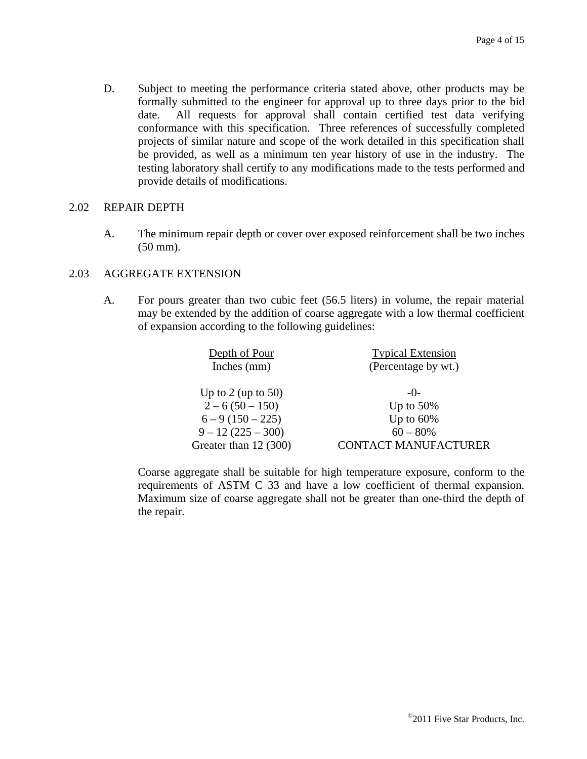D. Subject to meeting the performance criteria stated above, other products may be formally submitted to the engineer for approval up to three days prior to the bid date. All requests for approval shall contain certified test data verifying conformance with this specification. Three references of successfully completed projects of similar nature and scope of the work detailed in this specification shall be provided, as well as a minimum ten year history of use in the industry. The testing laboratory shall certify to any modifications made to the tests performed and provide details of modifications.

## 2.02 REPAIR DEPTH

A. The minimum repair depth or cover over exposed reinforcement shall be two inches (50 mm).

## 2.03 AGGREGATE EXTENSION

A. For pours greater than two cubic feet (56.5 liters) in volume, the repair material may be extended by the addition of coarse aggregate with a low thermal coefficient of expansion according to the following guidelines:

| Depth of Pour<br>Inches (mm) | Typical Extension<br>(Percentage by wt.) |
|---|---|
| Up to 2 (up to 50) | -0- |
| 2 – 6 (50 – 150) | Up to 50% |
| 6 – 9 (150 – 225) | Up to 60% |
| 9 – 12 (225 – 300) | 60 – 80% |
| Greater than 12 (300) | CONTACT MANUFACTURER |

Coarse aggregate shall be suitable for high temperature exposure, conform to the requirements of ASTM C 33 and have a low coefficient of thermal expansion. Maximum size of coarse aggregate shall not be greater than one-third the depth of the repair.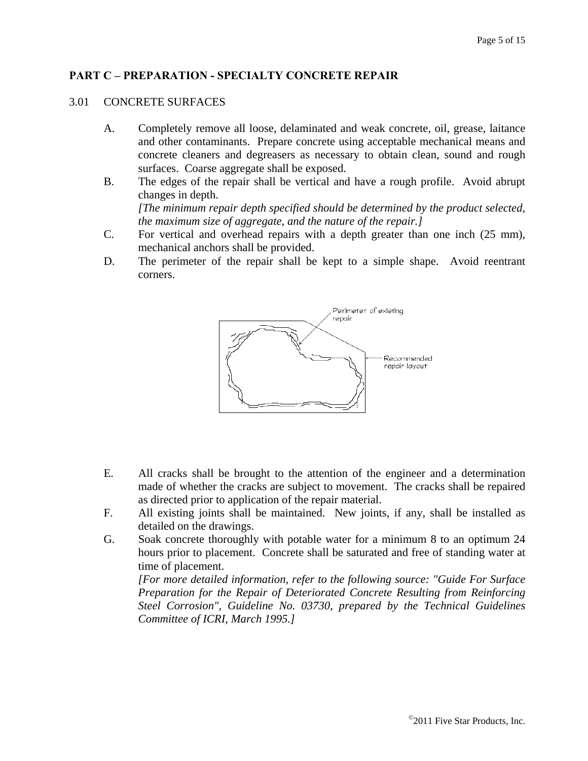## PART C – PREPARATION - SPECIALTY CONCRETE REPAIR

3.01 CONCRETE SURFACES

A. Completely remove all loose, delaminated and weak concrete, oil, grease, laitance and other contaminants. Prepare concrete using acceptable mechanical means and concrete cleaners and degreasers as necessary to obtain clean, sound and rough surfaces. Coarse aggregate shall be exposed.

B. The edges of the repair shall be vertical and have a rough profile. Avoid abrupt changes in depth.
*[The minimum repair depth specified should be determined by the product selected, the maximum size of aggregate, and the nature of the repair.]*

C. For vertical and overhead repairs with a depth greater than one inch (25 mm), mechanical anchors shall be provided.

D. The perimeter of the repair shall be kept to a simple shape. Avoid reentrant corners.

Perimeter of existing repair

Recommended repair layout

E. All cracks shall be brought to the attention of the engineer and a determination made of whether the cracks are subject to movement. The cracks shall be repaired as directed prior to application of the repair material.

F. All existing joints shall be maintained. New joints, if any, shall be installed as detailed on the drawings.

G. Soak concrete thoroughly with potable water for a minimum 8 to an optimum 24 hours prior to placement. Concrete shall be saturated and free of standing water at time of placement.
*[For more detailed information, refer to the following source: "Guide For Surface Preparation for the Repair of Deteriorated Concrete Resulting from Reinforcing Steel Corrosion", Guideline No. 03730, prepared by the Technical Guidelines Committee of ICRI, March 1995.]*

©2011 Five Star Products, Inc.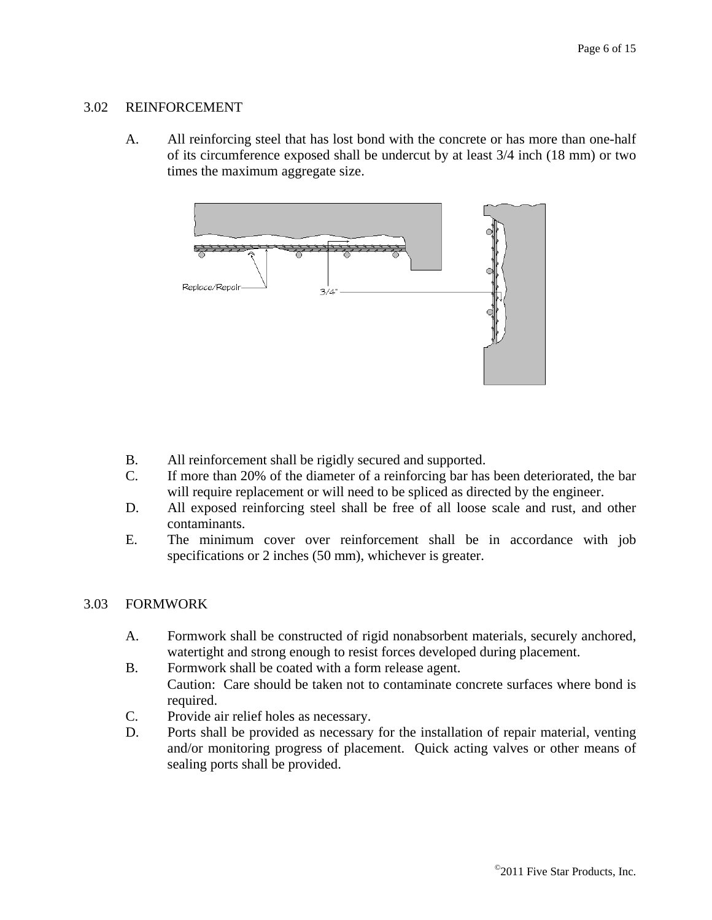## 3.02 REINFORCEMENT

A. All reinforcing steel that has lost bond with the concrete or has more than one-half of its circumference exposed shall be undercut by at least 3/4 inch (18 mm) or two times the maximum aggregate size.

B. All reinforcement shall be rigidly secured and supported.

C. If more than 20% of the diameter of a reinforcing bar has been deteriorated, the bar will require replacement or will need to be spliced as directed by the engineer.

D. All exposed reinforcing steel shall be free of all loose scale and rust, and other contaminants.

E. The minimum cover over reinforcement shall be in accordance with job specifications or 2 inches (50 mm), whichever is greater.

## 3.03 FORMWORK

A. Formwork shall be constructed of rigid nonabsorbent materials, securely anchored, watertight and strong enough to resist forces developed during placement.

B. Formwork shall be coated with a form release agent.
Caution: Care should be taken not to contaminate concrete surfaces where bond is required.

C. Provide air relief holes as necessary.

D. Ports shall be provided as necessary for the installation of repair material, venting and/or monitoring progress of placement. Quick acting valves or other means of sealing ports shall be provided.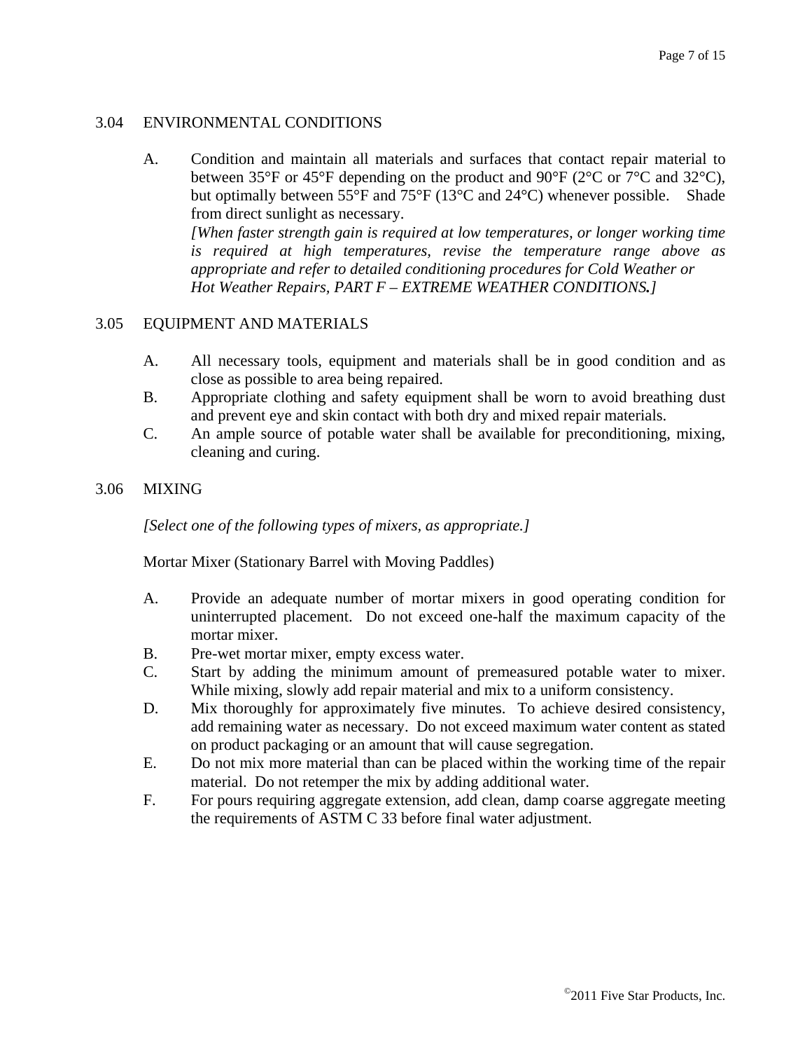## 3.04 ENVIRONMENTAL CONDITIONS

A. Condition and maintain all materials and surfaces that contact repair material to between 35°F or 45°F depending on the product and 90°F (2°C or 7°C and 32°C), but optimally between 55°F and 75°F (13°C and 24°C) whenever possible. Shade from direct sunlight as necessary.
*[When faster strength gain is required at low temperatures, or longer working time is required at high temperatures, revise the temperature range above as appropriate and refer to detailed conditioning procedures for Cold Weather or Hot Weather Repairs, PART F – EXTREME WEATHER CONDITIONS.]*

## 3.05 EQUIPMENT AND MATERIALS

A. All necessary tools, equipment and materials shall be in good condition and as close as possible to area being repaired.
B. Appropriate clothing and safety equipment shall be worn to avoid breathing dust and prevent eye and skin contact with both dry and mixed repair materials.
C. An ample source of potable water shall be available for preconditioning, mixing, cleaning and curing.

## 3.06 MIXING

*[Select one of the following types of mixers, as appropriate.]*

Mortar Mixer (Stationary Barrel with Moving Paddles)

A. Provide an adequate number of mortar mixers in good operating condition for uninterrupted placement. Do not exceed one-half the maximum capacity of the mortar mixer.
B. Pre-wet mortar mixer, empty excess water.
C. Start by adding the minimum amount of premeasured potable water to mixer. While mixing, slowly add repair material and mix to a uniform consistency.
D. Mix thoroughly for approximately five minutes. To achieve desired consistency, add remaining water as necessary. Do not exceed maximum water content as stated on product packaging or an amount that will cause segregation.
E. Do not mix more material than can be placed within the working time of the repair material. Do not retemper the mix by adding additional water.
F. For pours requiring aggregate extension, add clean, damp coarse aggregate meeting the requirements of ASTM C 33 before final water adjustment.

©2011 Five Star Products, Inc.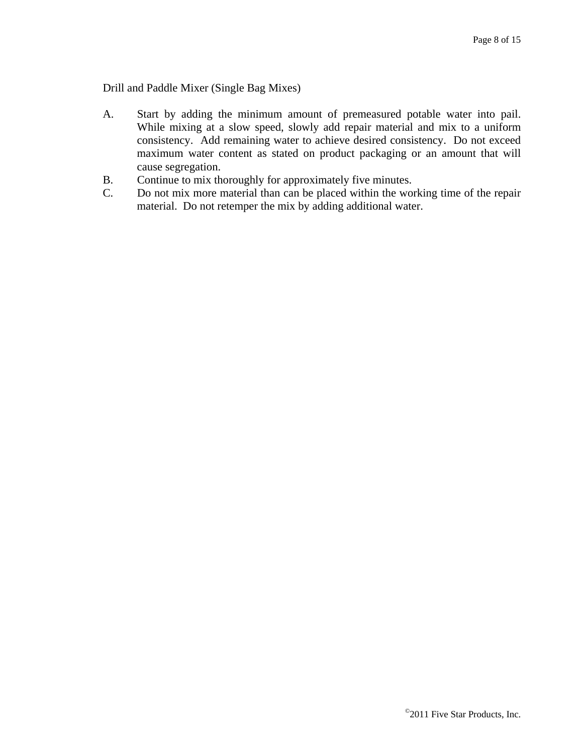Drill and Paddle Mixer (Single Bag Mixes)

A. Start by adding the minimum amount of premeasured potable water into pail. While mixing at a slow speed, slowly add repair material and mix to a uniform consistency. Add remaining water to achieve desired consistency. Do not exceed maximum water content as stated on product packaging or an amount that will cause segregation.
B. Continue to mix thoroughly for approximately five minutes.
C. Do not mix more material than can be placed within the working time of the repair material. Do not retemper the mix by adding additional water.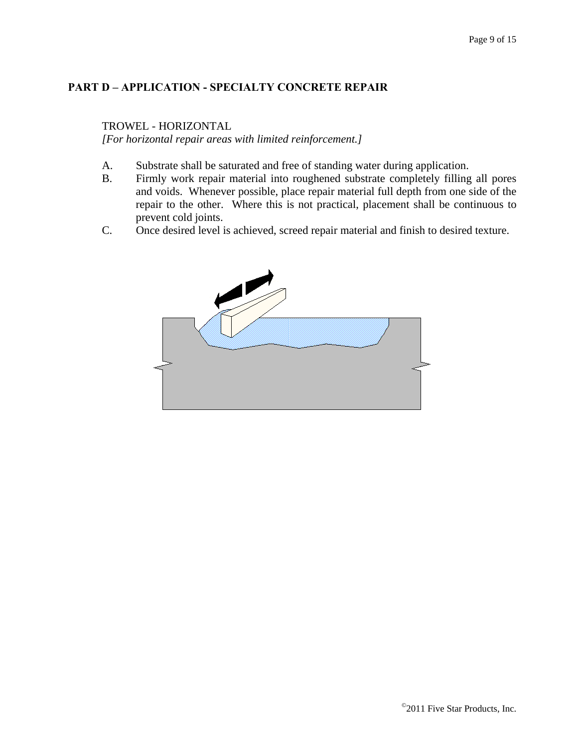## PART D – APPLICATION - SPECIALTY CONCRETE REPAIR

TROWEL - HORIZONTAL

*[For horizontal repair areas with limited reinforcement.]*

A. Substrate shall be saturated and free of standing water during application.

B. Firmly work repair material into roughened substrate completely filling all pores and voids. Whenever possible, place repair material full depth from one side of the repair to the other. Where this is not practical, placement shall be continuous to prevent cold joints.

C. Once desired level is achieved, screed repair material and finish to desired texture.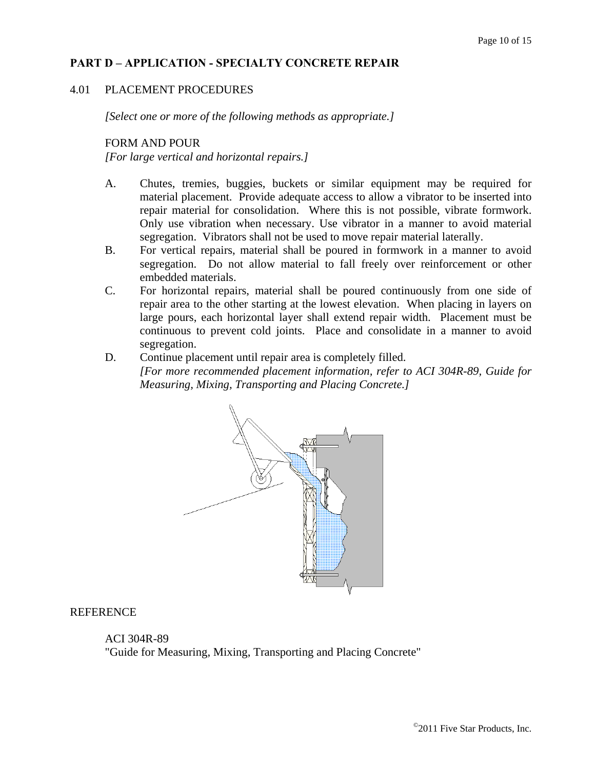## PART D – APPLICATION - SPECIALTY CONCRETE REPAIR

4.01 PLACEMENT PROCEDURES

*[Select one or more of the following methods as appropriate.]*

FORM AND POUR
*[For large vertical and horizontal repairs.]*

A. Chutes, tremies, buggies, buckets or similar equipment may be required for material placement. Provide adequate access to allow a vibrator to be inserted into repair material for consolidation. Where this is not possible, vibrate formwork. Only use vibration when necessary. Use vibrator in a manner to avoid material segregation. Vibrators shall not be used to move repair material laterally.

B. For vertical repairs, material shall be poured in formwork in a manner to avoid segregation. Do not allow material to fall freely over reinforcement or other embedded materials.

C. For horizontal repairs, material shall be poured continuously from one side of repair area to the other starting at the lowest elevation. When placing in layers on large pours, each horizontal layer shall extend repair width. Placement must be continuous to prevent cold joints. Place and consolidate in a manner to avoid segregation.

D. Continue placement until repair area is completely filled.
*[For more recommended placement information, refer to ACI 304R-89, Guide for Measuring, Mixing, Transporting and Placing Concrete.]*

REFERENCE

ACI 304R-89
"Guide for Measuring, Mixing, Transporting and Placing Concrete"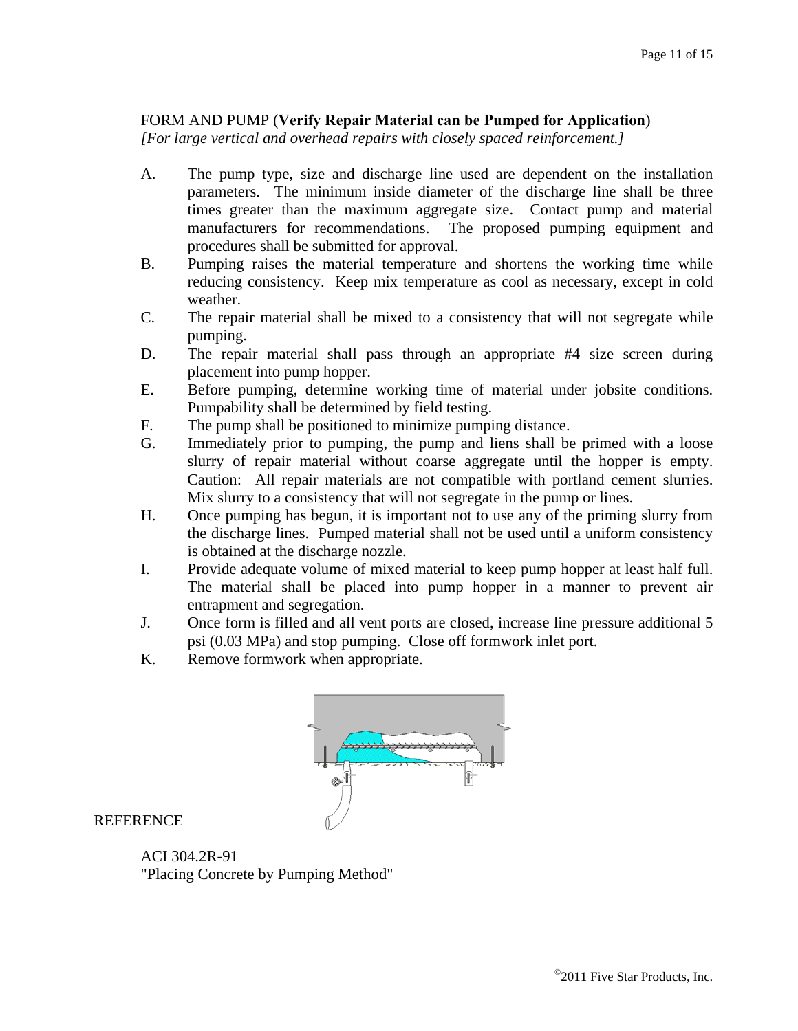FORM AND PUMP (**Verify Repair Material can be Pumped for Application**)
*[For large vertical and overhead repairs with closely spaced reinforcement.]*

A. The pump type, size and discharge line used are dependent on the installation parameters. The minimum inside diameter of the discharge line shall be three times greater than the maximum aggregate size. Contact pump and material manufacturers for recommendations. The proposed pumping equipment and procedures shall be submitted for approval.

B. Pumping raises the material temperature and shortens the working time while reducing consistency. Keep mix temperature as cool as necessary, except in cold weather.

C. The repair material shall be mixed to a consistency that will not segregate while pumping.

D. The repair material shall pass through an appropriate #4 size screen during placement into pump hopper.

E. Before pumping, determine working time of material under jobsite conditions. Pumpability shall be determined by field testing.

F. The pump shall be positioned to minimize pumping distance.

G. Immediately prior to pumping, the pump and liens shall be primed with a loose slurry of repair material without coarse aggregate until the hopper is empty. Caution: All repair materials are not compatible with portland cement slurries. Mix slurry to a consistency that will not segregate in the pump or lines.

H. Once pumping has begun, it is important not to use any of the priming slurry from the discharge lines. Pumped material shall not be used until a uniform consistency is obtained at the discharge nozzle.

I. Provide adequate volume of mixed material to keep pump hopper at least half full. The material shall be placed into pump hopper in a manner to prevent air entrapment and segregation.

J. Once form is filled and all vent ports are closed, increase line pressure additional 5 psi (0.03 MPa) and stop pumping. Close off formwork inlet port.

K. Remove formwork when appropriate.

REFERENCE

ACI 304.2R-91
"Placing Concrete by Pumping Method"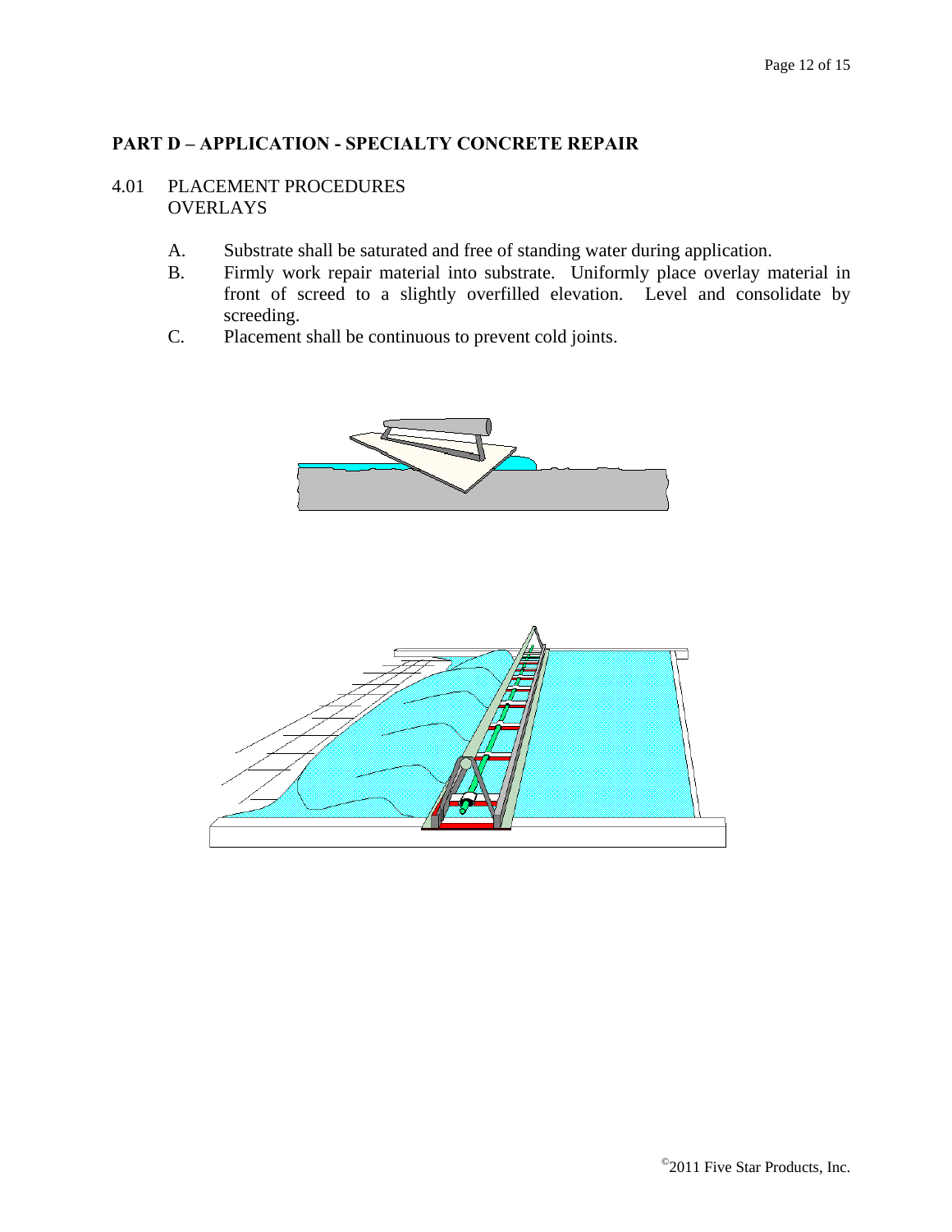## PART D – APPLICATION - SPECIALTY CONCRETE REPAIR

4.01 PLACEMENT PROCEDURES
OVERLAYS

A. Substrate shall be saturated and free of standing water during application.
B. Firmly work repair material into substrate. Uniformly place overlay material in front of screed to a slightly overfilled elevation. Level and consolidate by screeding.
C. Placement shall be continuous to prevent cold joints.

©2011 Five Star Products, Inc.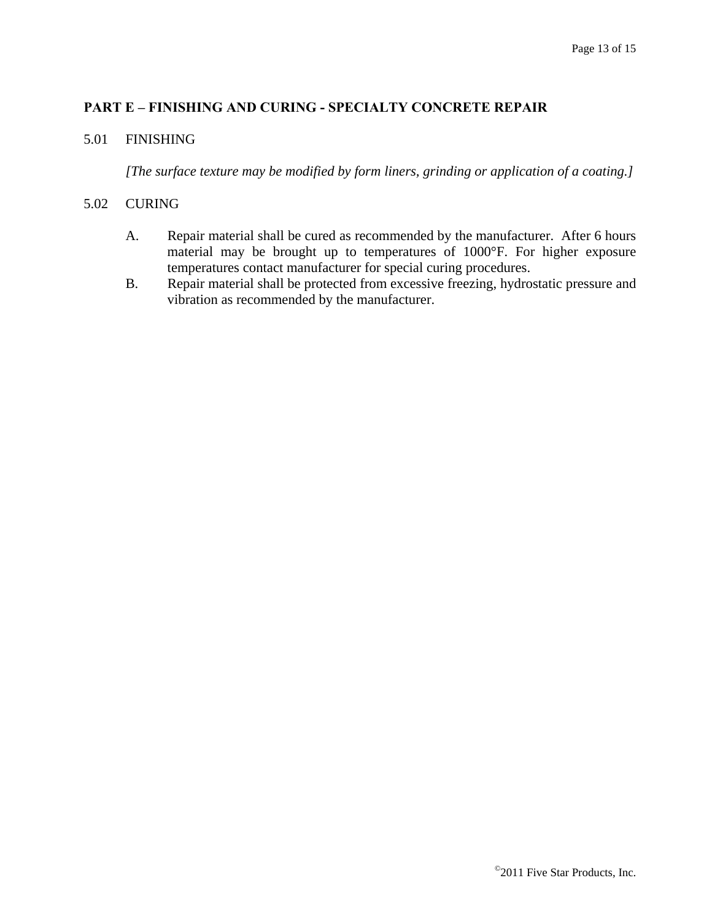## PART E – FINISHING AND CURING - SPECIALTY CONCRETE REPAIR

5.01 FINISHING

*[The surface texture may be modified by form liners, grinding or application of a coating.]*

5.02 CURING

A. Repair material shall be cured as recommended by the manufacturer. After 6 hours material may be brought up to temperatures of 1000°F. For higher exposure temperatures contact manufacturer for special curing procedures.

B. Repair material shall be protected from excessive freezing, hydrostatic pressure and vibration as recommended by the manufacturer.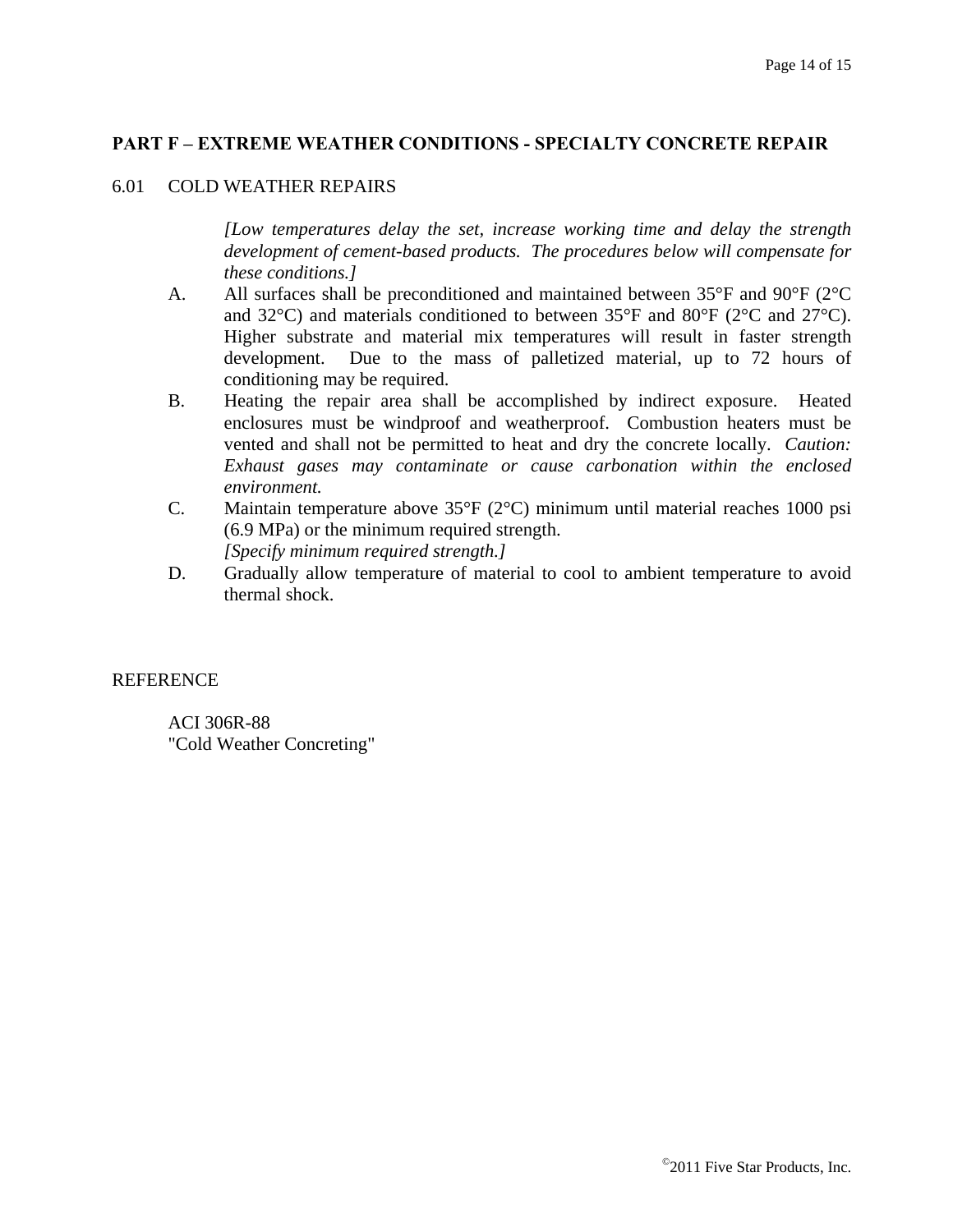## PART F – EXTREME WEATHER CONDITIONS - SPECIALTY CONCRETE REPAIR

### 6.01 COLD WEATHER REPAIRS

*[Low temperatures delay the set, increase working time and delay the strength development of cement-based products. The procedures below will compensate for these conditions.]*

A. All surfaces shall be preconditioned and maintained between 35°F and 90°F (2°C and 32°C) and materials conditioned to between 35°F and 80°F (2°C and 27°C). Higher substrate and material mix temperatures will result in faster strength development. Due to the mass of palletized material, up to 72 hours of conditioning may be required.

B. Heating the repair area shall be accomplished by indirect exposure. Heated enclosures must be windproof and weatherproof. Combustion heaters must be vented and shall not be permitted to heat and dry the concrete locally. *Caution: Exhaust gases may contaminate or cause carbonation within the enclosed environment.*

C. Maintain temperature above 35°F (2°C) minimum until material reaches 1000 psi (6.9 MPa) or the minimum required strength.
*[Specify minimum required strength.]*

D. Gradually allow temperature of material to cool to ambient temperature to avoid thermal shock.

REFERENCE

ACI 306R-88
"Cold Weather Concreting"

©2011 Five Star Products, Inc.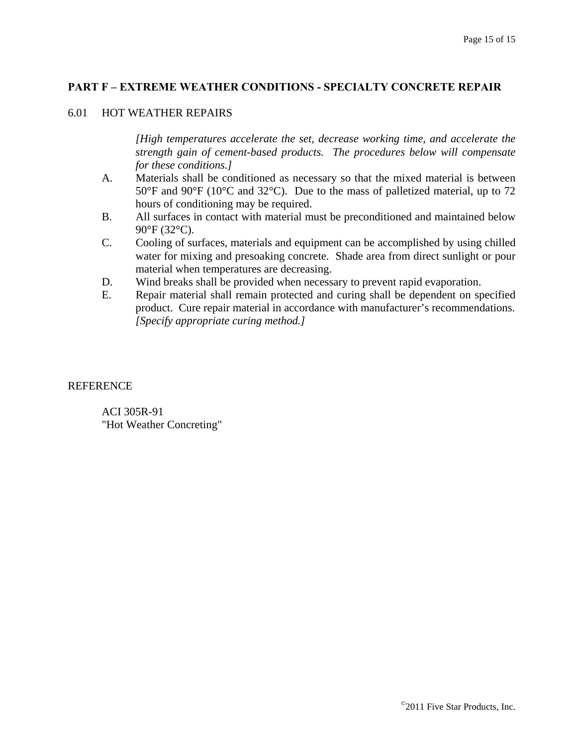## PART F – EXTREME WEATHER CONDITIONS - SPECIALTY CONCRETE REPAIR

### 6.01 HOT WEATHER REPAIRS

*[High temperatures accelerate the set, decrease working time, and accelerate the strength gain of cement-based products. The procedures below will compensate for these conditions.]*

A. Materials shall be conditioned as necessary so that the mixed material is between 50°F and 90°F (10°C and 32°C). Due to the mass of palletized material, up to 72 hours of conditioning may be required.

B. All surfaces in contact with material must be preconditioned and maintained below 90°F (32°C).

C. Cooling of surfaces, materials and equipment can be accomplished by using chilled water for mixing and presoaking concrete. Shade area from direct sunlight or pour material when temperatures are decreasing.

D. Wind breaks shall be provided when necessary to prevent rapid evaporation.

E. Repair material shall remain protected and curing shall be dependent on specified product. Cure repair material in accordance with manufacturer's recommendations. *[Specify appropriate curing method.]*

REFERENCE

ACI 305R-91
"Hot Weather Concreting"

©2011 Five Star Products, Inc.